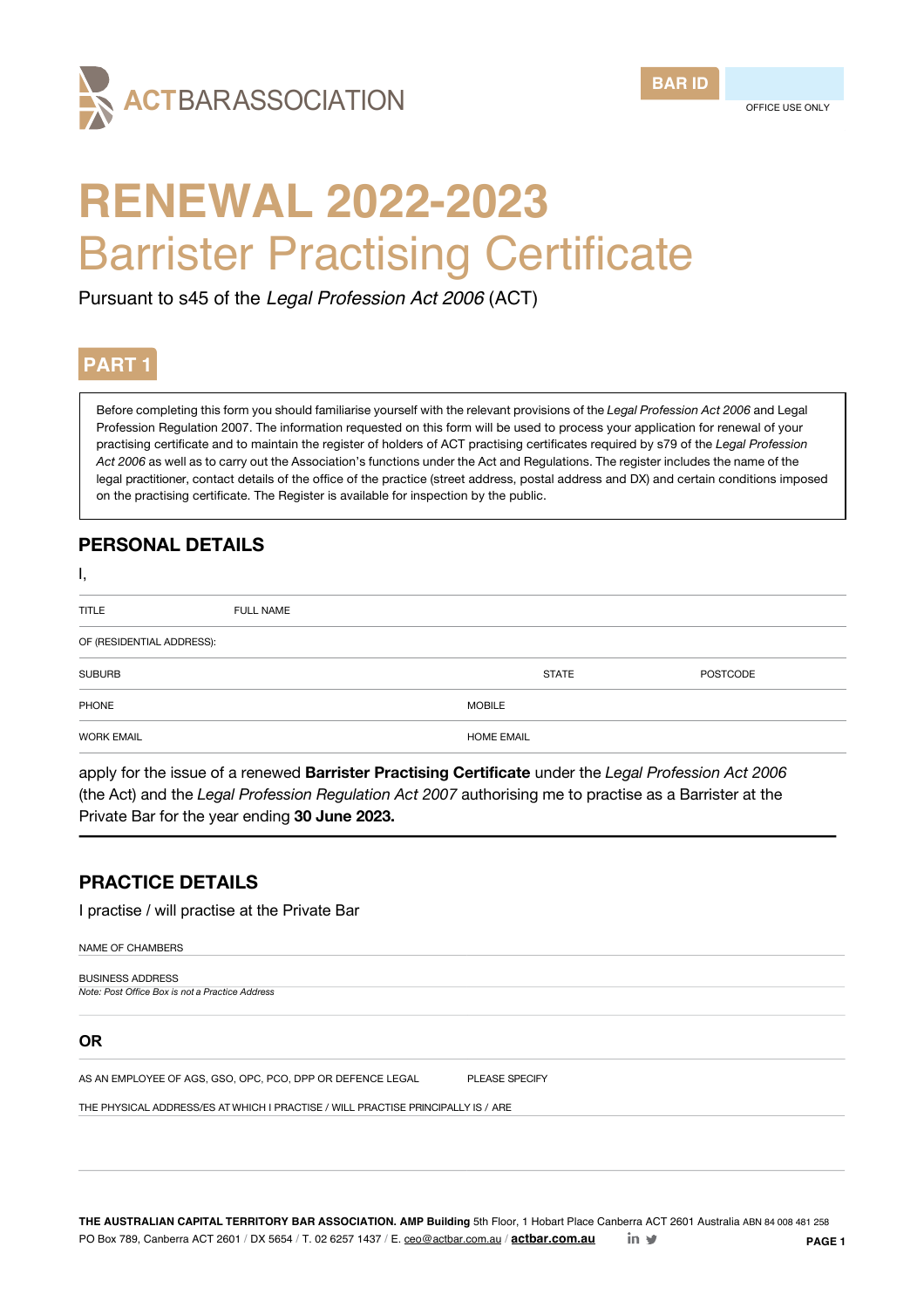ACTBARASSOCIATION

BAR ID

OFFICE USE ONLY

# RENEWAL 2022-2023
# Barrister Practising Certificate

Pursuant to s45 of the *Legal Profession Act 2006* (ACT)

## PART 1

Before completing this form you should familiarise yourself with the relevant provisions of the *Legal Profession Act 2006* and Legal Profession Regulation 2007. The information requested on this form will be used to process your application for renewal of your practising certificate and to maintain the register of holders of ACT practising certificates required by s79 of the *Legal Profession Act 2006* as well as to carry out the Association's functions under the Act and Regulations. The register includes the name of the legal practitioner, contact details of the office of the practice (street address, postal address and DX) and certain conditions imposed on the practising certificate. The Register is available for inspection by the public.

## PERSONAL DETAILS

I,

| TITLE | FULL NAME | | |
|---|---|---|---|
| OF (RESIDENTIAL ADDRESS): | | | |
| SUBURB | | STATE | POSTCODE |
| PHONE | | MOBILE | |
| WORK EMAIL | | HOME EMAIL | |

apply for the issue of a renewed **Barrister Practising Certificate** under the *Legal Profession Act 2006* (the Act) and the *Legal Profession Regulation Act 2007* authorising me to practise as a Barrister at the Private Bar for the year ending **30 June 2023.**

## PRACTICE DETAILS

I practise / will practise at the Private Bar

NAME OF CHAMBERS

BUSINESS ADDRESS
*Note: Post Office Box is not a Practice Address*

### OR

AS AN EMPLOYEE OF AGS, GSO, OPC, PCO, DPP OR DEFENCE LEGAL — PLEASE SPECIFY

THE PHYSICAL ADDRESS/ES AT WHICH I PRACTISE / WILL PRACTISE PRINCIPALLY IS / ARE

**THE AUSTRALIAN CAPITAL TERRITORY BAR ASSOCIATION. AMP Building** 5th Floor, 1 Hobart Place Canberra ACT 2601 Australia ABN 84 008 481 258
PO Box 789, Canberra ACT 2601 / DX 5654 / T. 02 6257 1437 / E. ceo@actbar.com.au / **actbar.com.au**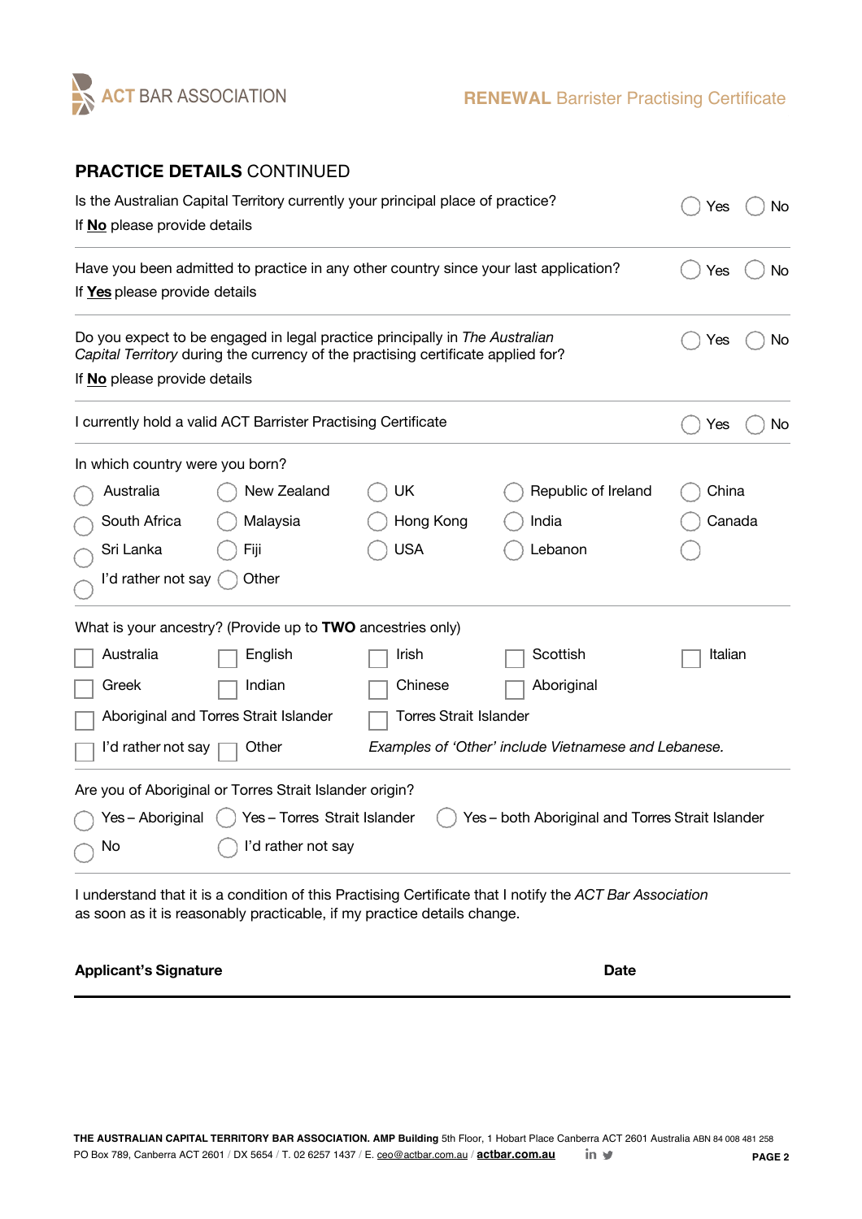**PRACTICE DETAILS** CONTINUED

Is the Australian Capital Territory currently your principal place of practice? ◯ Yes ◯ No

If **No** please provide details

---

Have you been admitted to practice in any other country since your last application? ◯ Yes ◯ No

If **Yes** please provide details

---

Do you expect to be engaged in legal practice principally in *The Australian Capital Territory* during the currency of the practising certificate applied for? ◯ Yes ◯ No

If **No** please provide details

---

I currently hold a valid ACT Barrister Practising Certificate ◯ Yes ◯ No

---

In which country were you born?

| | | | | |
|---|---|---|---|---|
| ◯ Australia | ◯ New Zealand | ◯ UK | ◯ Republic of Ireland | ◯ China |
| ◯ South Africa | ◯ Malaysia | ◯ Hong Kong | ◯ India | ◯ Canada |
| ◯ Sri Lanka | ◯ Fiji | ◯ USA | ◯ Lebanon | ◯ |
| ◯ I'd rather not say | ◯ Other | | | |

---

What is your ancestry? (Provide up to **TWO** ancestries only)

| | | | | |
|---|---|---|---|---|
| ☐ Australia | ☐ English | ☐ Irish | ☐ Scottish | ☐ Italian |
| ☐ Greek | ☐ Indian | ☐ Chinese | ☐ Aboriginal | |
| ☐ Aboriginal and Torres Strait Islander | | ☐ Torres Strait Islander | | |
| ☐ I'd rather not say | ☐ Other | *Examples of 'Other' include Vietnamese and Lebanese.* | | |

---

Are you of Aboriginal or Torres Strait Islander origin?

◯ Yes – Aboriginal ◯ Yes – Torres Strait Islander ◯ Yes – both Aboriginal and Torres Strait Islander

◯ No ◯ I'd rather not say

---

I understand that it is a condition of this Practising Certificate that I notify the *ACT Bar Association* as soon as it is reasonably practicable, if my practice details change.

**Applicant's Signature** **Date**

---

**THE AUSTRALIAN CAPITAL TERRITORY BAR ASSOCIATION. AMP Building** 5th Floor, 1 Hobart Place Canberra ACT 2601 Australia ABN 84 008 481 258
PO Box 789, Canberra ACT 2601 / DX 5654 / T. 02 6257 1437 / E. ceo@actbar.com.au / **actbar.com.au**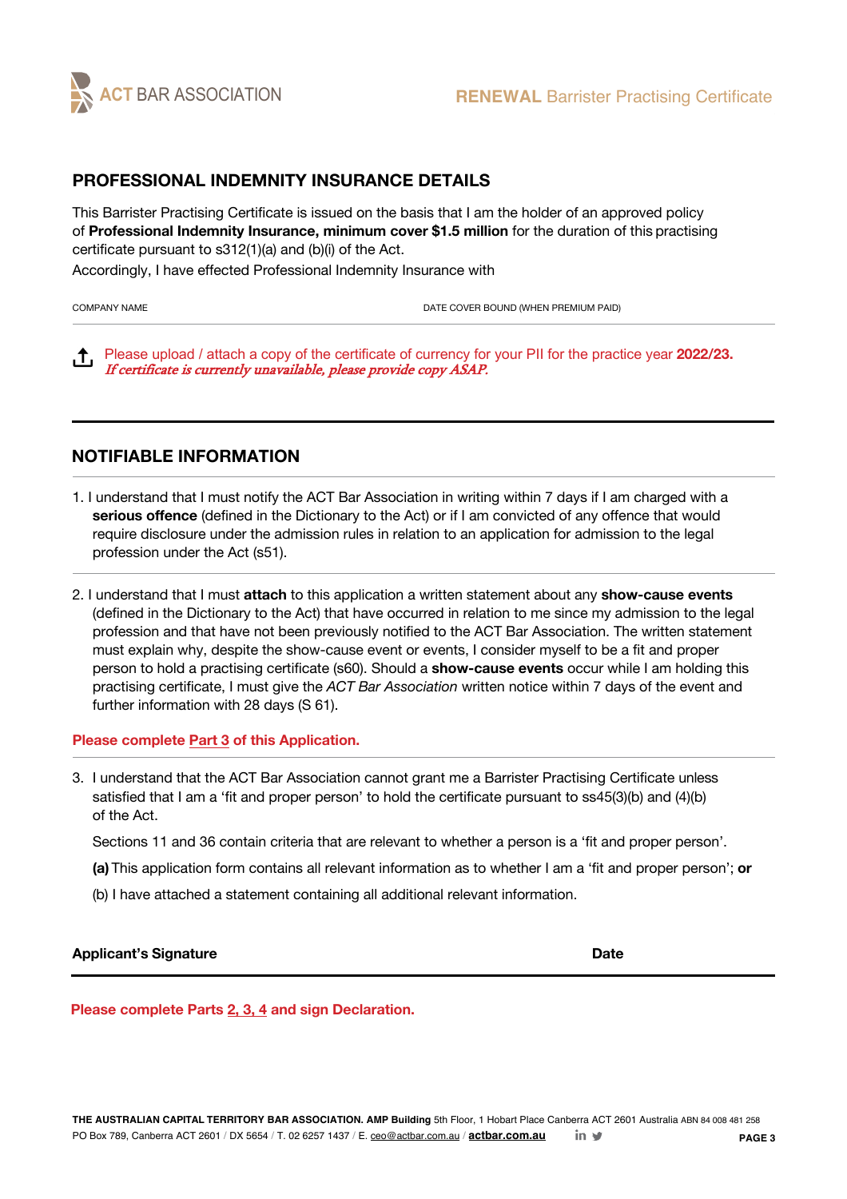## PROFESSIONAL INDEMNITY INSURANCE DETAILS

This Barrister Practising Certificate is issued on the basis that I am the holder of an approved policy of **Professional Indemnity Insurance, minimum cover $1.5 million** for the duration of this practising certificate pursuant to s312(1)(a) and (b)(i) of the Act.

Accordingly, I have effected Professional Indemnity Insurance with

| COMPANY NAME | DATE COVER BOUND (WHEN PREMIUM PAID) |
| --- | --- |
| | |

Please upload / attach a copy of the certificate of currency for your PII for the practice year **2022/23.**
*If certificate is currently unavailable, please provide copy ASAP.*

## NOTIFIABLE INFORMATION

1. I understand that I must notify the ACT Bar Association in writing within 7 days if I am charged with a **serious offence** (defined in the Dictionary to the Act) or if I am convicted of any offence that would require disclosure under the admission rules in relation to an application for admission to the legal profession under the Act (s51).

2. I understand that I must **attach** to this application a written statement about any **show-cause events** (defined in the Dictionary to the Act) that have occurred in relation to me since my admission to the legal profession and that have not been previously notified to the ACT Bar Association. The written statement must explain why, despite the show-cause event or events, I consider myself to be a fit and proper person to hold a practising certificate (s60). Should a **show-cause events** occur while I am holding this practising certificate, I must give the *ACT Bar Association* written notice within 7 days of the event and further information with 28 days (S 61).

**Please complete Part 3 of this Application.**

3. I understand that the ACT Bar Association cannot grant me a Barrister Practising Certificate unless satisfied that I am a 'fit and proper person' to hold the certificate pursuant to ss45(3)(b) and (4)(b) of the Act.

   Sections 11 and 36 contain criteria that are relevant to whether a person is a 'fit and proper person'.

   **(a)** This application form contains all relevant information as to whether I am a 'fit and proper person'; **or**

   (b) I have attached a statement containing all additional relevant information.

| **Applicant's Signature** | **Date** |
| --- | --- |
| | |

**Please complete Parts 2, 3, 4 and sign Declaration.**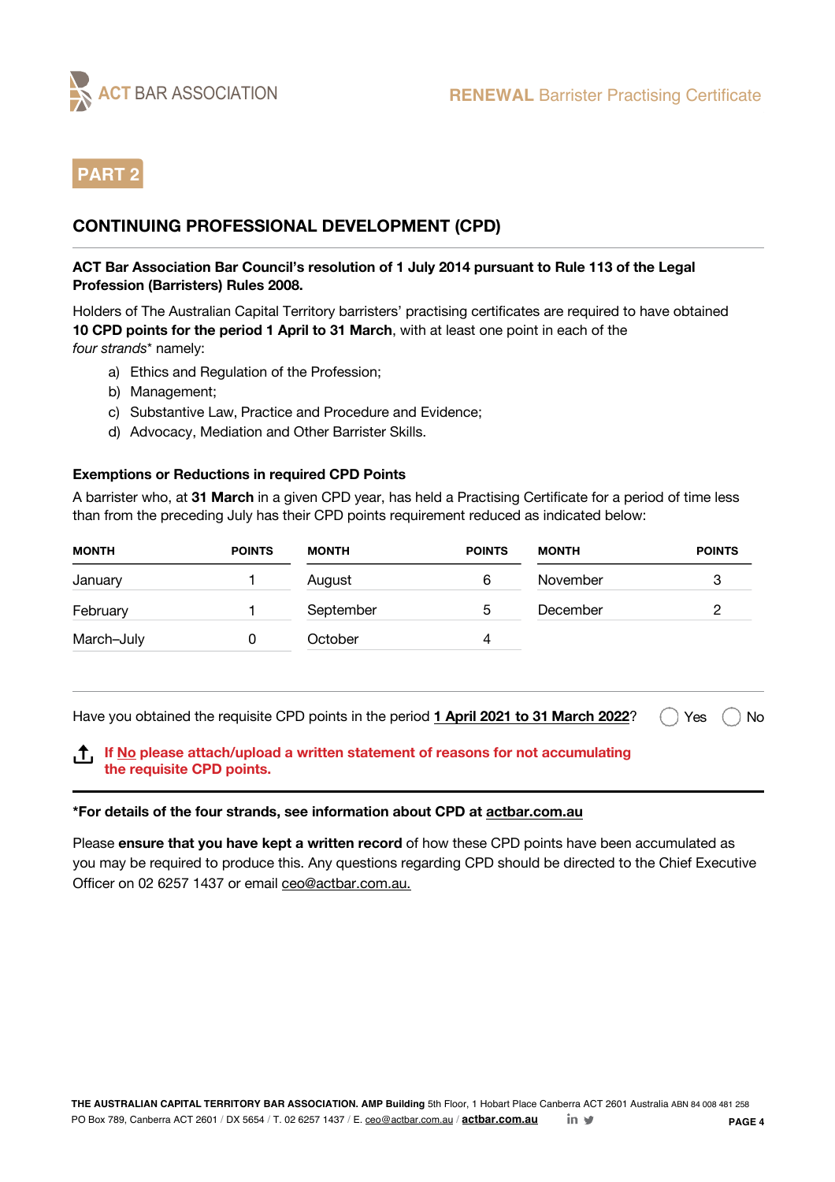**PART 2**

## CONTINUING PROFESSIONAL DEVELOPMENT (CPD)

**ACT Bar Association Bar Council's resolution of 1 July 2014 pursuant to Rule 113 of the Legal Profession (Barristers) Rules 2008.**

Holders of The Australian Capital Territory barristers' practising certificates are required to have obtained **10 CPD points for the period 1 April to 31 March**, with at least one point in each of the *four strands** namely:

a) Ethics and Regulation of the Profession;
b) Management;
c) Substantive Law, Practice and Procedure and Evidence;
d) Advocacy, Mediation and Other Barrister Skills.

### Exemptions or Reductions in required CPD Points

A barrister who, at **31 March** in a given CPD year, has held a Practising Certificate for a period of time less than from the preceding July has their CPD points requirement reduced as indicated below:

| MONTH | POINTS | MONTH | POINTS | MONTH | POINTS |
|---|---|---|---|---|---|
| January | 1 | August | 6 | November | 3 |
| February | 1 | September | 5 | December | 2 |
| March–July | 0 | October | 4 | | |

Have you obtained the requisite CPD points in the period **1 April 2021 to 31 March 2022**? ◯ Yes ◯ No

**If No please attach/upload a written statement of reasons for not accumulating the requisite CPD points.**

**\*For details of the four strands, see information about CPD at actbar.com.au**

Please **ensure that you have kept a written record** of how these CPD points have been accumulated as you may be required to produce this. Any questions regarding CPD should be directed to the Chief Executive Officer on 02 6257 1437 or email ceo@actbar.com.au.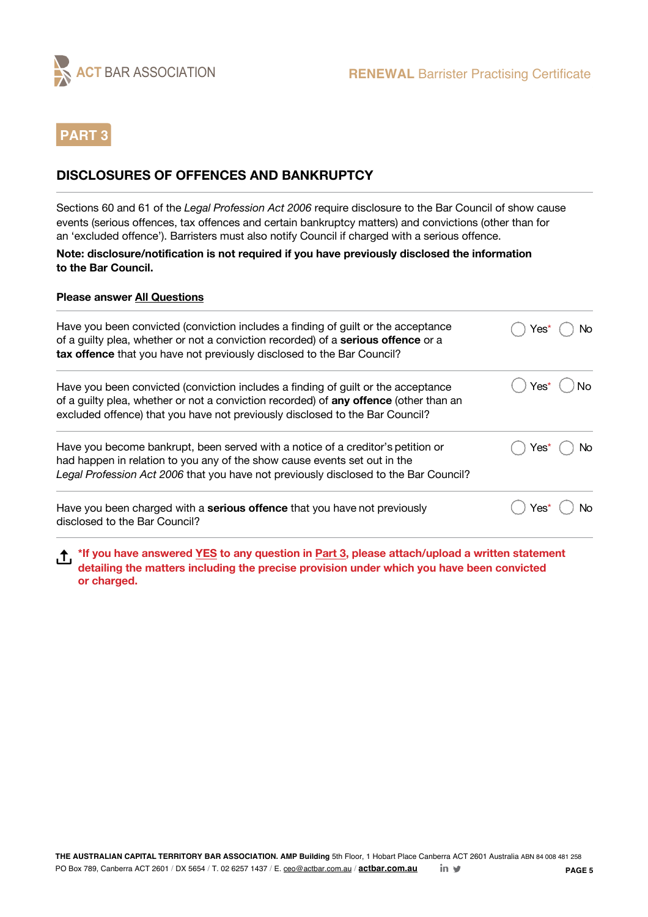## PART 3

## DISCLOSURES OF OFFENCES AND BANKRUPTCY

Sections 60 and 61 of the *Legal Profession Act 2006* require disclosure to the Bar Council of show cause events (serious offences, tax offences and certain bankruptcy matters) and convictions (other than for an 'excluded offence'). Barristers must also notify Council if charged with a serious offence.

**Note: disclosure/notification is not required if you have previously disclosed the information to the Bar Council.**

**Please answer All Questions**

| Question | Response |
| --- | --- |
| Have you been convicted (conviction includes a finding of guilt or the acceptance of a guilty plea, whether or not a conviction recorded) of a **serious offence** or a **tax offence** that you have not previously disclosed to the Bar Council? | ◯ Yes* ◯ No |
| Have you been convicted (conviction includes a finding of guilt or the acceptance of a guilty plea, whether or not a conviction recorded) of **any offence** (other than an excluded offence) that you have not previously disclosed to the Bar Council? | ◯ Yes* ◯ No |
| Have you become bankrupt, been served with a notice of a creditor's petition or had happen in relation to you any of the show cause events set out in the *Legal Profession Act 2006* that you have not previously disclosed to the Bar Council? | ◯ Yes* ◯ No |
| Have you been charged with a **serious offence** that you have not previously disclosed to the Bar Council? | ◯ Yes* ◯ No |

**\*If you have answered YES to any question in Part 3, please attach/upload a written statement detailing the matters including the precise provision under which you have been convicted or charged.**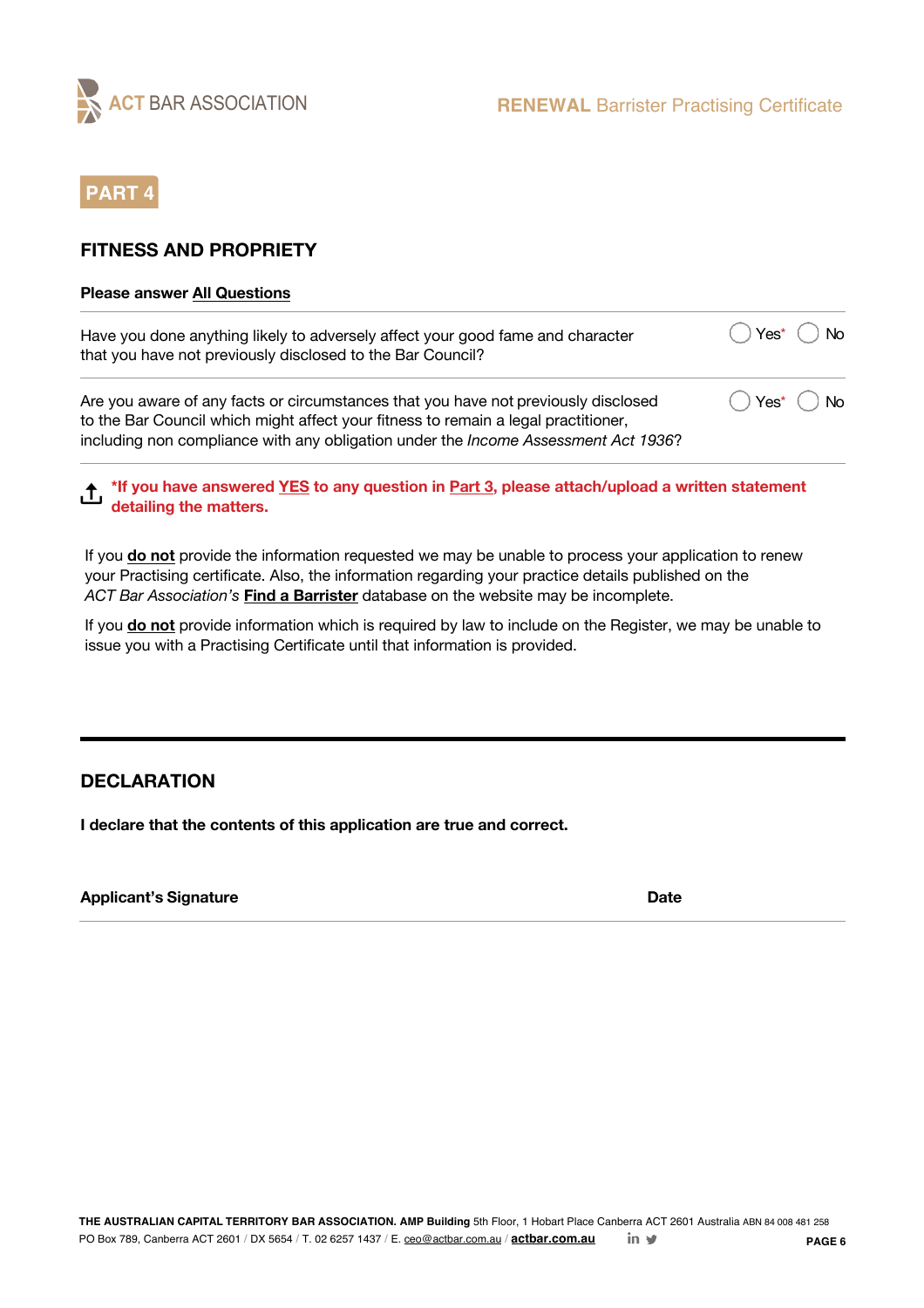## PART 4

## FITNESS AND PROPRIETY

**Please answer All Questions**

| Question | Answer |
|---|---|
| Have you done anything likely to adversely affect your good fame and character that you have not previously disclosed to the Bar Council? | ◯ Yes* ◯ No |
| Are you aware of any facts or circumstances that you have not previously disclosed to the Bar Council which might affect your fitness to remain a legal practitioner, including non compliance with any obligation under the *Income Assessment Act 1936*? | ◯ Yes* ◯ No |

**\*If you have answered YES to any question in Part 3, please attach/upload a written statement detailing the matters.**

If you **do not** provide the information requested we may be unable to process your application to renew your Practising certificate. Also, the information regarding your practice details published on the *ACT Bar Association's* **Find a Barrister** database on the website may be incomplete.

If you **do not** provide information which is required by law to include on the Register, we may be unable to issue you with a Practising Certificate until that information is provided.

## DECLARATION

**I declare that the contents of this application are true and correct.**

| **Applicant's Signature** | **Date** |
|---|---|
| | |

**THE AUSTRALIAN CAPITAL TERRITORY BAR ASSOCIATION. AMP Building** 5th Floor, 1 Hobart Place Canberra ACT 2601 Australia ABN 84 008 481 258
PO Box 789, Canberra ACT 2601 / DX 5654 / T. 02 6257 1437 / E. ceo@actbar.com.au / **actbar.com.au**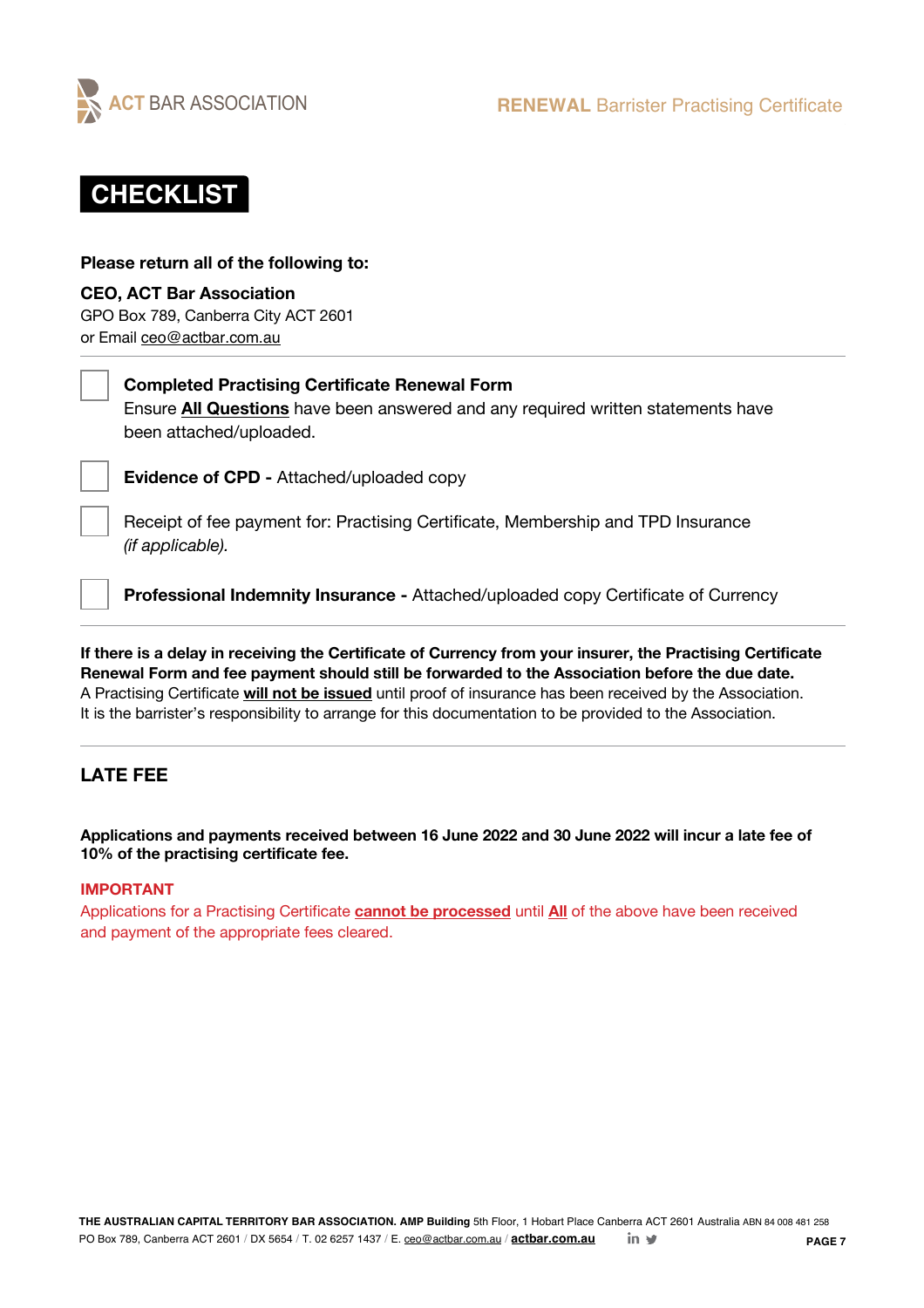# CHECKLIST

**Please return all of the following to:**

**CEO, ACT Bar Association**
GPO Box 789, Canberra City ACT 2601
or Email ceo@actbar.com.au

---

- [ ] **Completed Practising Certificate Renewal Form**
  Ensure **All Questions** have been answered and any required written statements have been attached/uploaded.

- [ ] **Evidence of CPD -** Attached/uploaded copy

- [ ] Receipt of fee payment for: Practising Certificate, Membership and TPD Insurance *(if applicable).*

- [ ] **Professional Indemnity Insurance -** Attached/uploaded copy Certificate of Currency

---

**If there is a delay in receiving the Certificate of Currency from your insurer, the Practising Certificate Renewal Form and fee payment should still be forwarded to the Association before the due date.**
A Practising Certificate **will not be issued** until proof of insurance has been received by the Association.
It is the barrister's responsibility to arrange for this documentation to be provided to the Association.

---

## LATE FEE

**Applications and payments received between 16 June 2022 and 30 June 2022 will incur a late fee of 10% of the practising certificate fee.**

**IMPORTANT**
Applications for a Practising Certificate **cannot be processed** until **All** of the above have been received and payment of the appropriate fees cleared.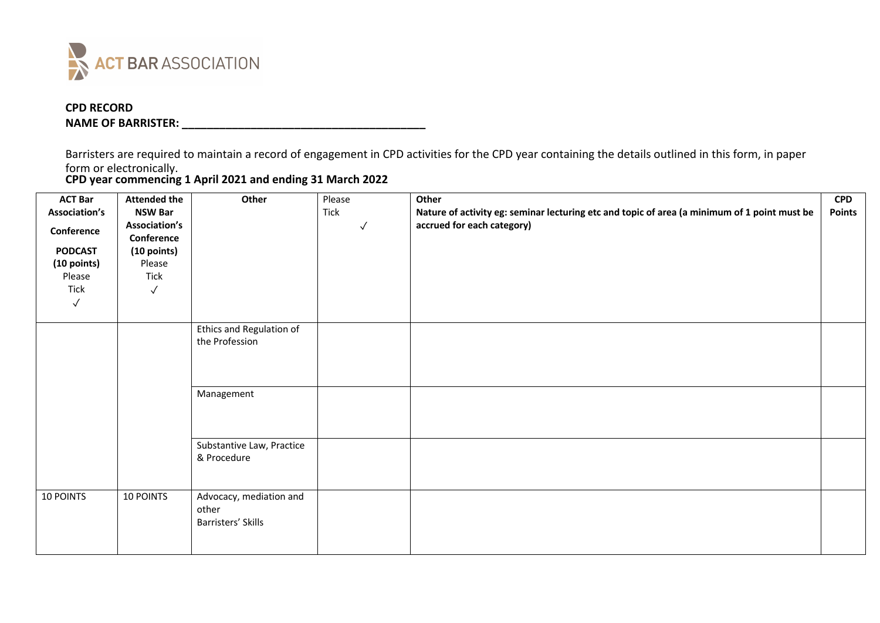ACT BAR ASSOCIATION

**CPD RECORD**
**NAME OF BARRISTER: ______________________________________**

Barristers are required to maintain a record of engagement in CPD activities for the CPD year containing the details outlined in this form, in paper form or electronically.
**CPD year commencing 1 April 2021 and ending 31 March 2022**

| **ACT Bar Association's Conference PODCAST (10 points)** Please Tick ✓ | **Attended the NSW Bar Association's Conference (10 points)** Please Tick ✓ | **Other** | Please Tick ✓ | **Other** **Nature of activity eg: seminar lecturing etc and topic of area (a minimum of 1 point must be accrued for each category)** | **CPD Points** |
|---|---|---|---|---|---|
| | | Ethics and Regulation of the Profession | | | |
| | | Management | | | |
| | | Substantive Law, Practice & Procedure | | | |
| 10 POINTS | 10 POINTS | Advocacy, mediation and other Barristers' Skills | | | |